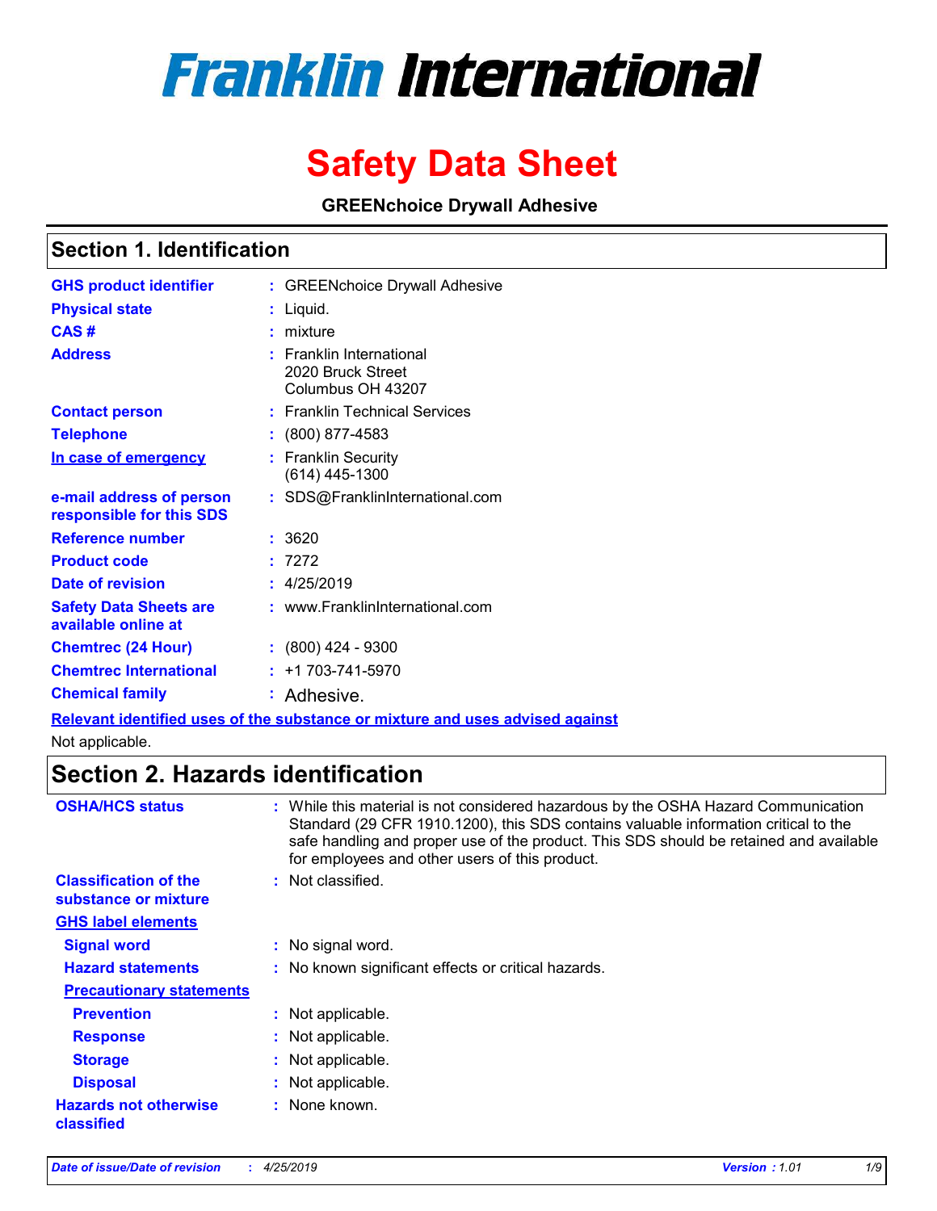# Franklin International

# Safety Data Sheet

**GREENchoice Drywall Adhesive**

## Section 1. Identification

| | |
|---|---|
| **GHS product identifier** | : GREENchoice Drywall Adhesive |
| **Physical state** | : Liquid. |
| **CAS #** | : mixture |
| **Address** | : Franklin International<br>2020 Bruck Street<br>Columbus OH 43207 |
| **Contact person** | : Franklin Technical Services |
| **Telephone** | : (800) 877-4583 |
| **In case of emergency** | : Franklin Security<br>(614) 445-1300 |
| **e-mail address of person responsible for this SDS** | : SDS@FranklinInternational.com |
| **Reference number** | : 3620 |
| **Product code** | : 7272 |
| **Date of revision** | : 4/25/2019 |
| **Safety Data Sheets are available online at** | : www.FranklinInternational.com |
| **Chemtrec (24 Hour)** | : (800) 424 - 9300 |
| **Chemtrec International** | : +1 703-741-5970 |
| **Chemical family** | : Adhesive. |

**Relevant identified uses of the substance or mixture and uses advised against**

Not applicable.

## Section 2. Hazards identification

| | |
|---|---|
| **OSHA/HCS status** | : While this material is not considered hazardous by the OSHA Hazard Communication Standard (29 CFR 1910.1200), this SDS contains valuable information critical to the safe handling and proper use of the product. This SDS should be retained and available for employees and other users of this product. |
| **Classification of the substance or mixture** | : Not classified. |

**GHS label elements**

| | |
|---|---|
| **Signal word** | : No signal word. |
| **Hazard statements** | : No known significant effects or critical hazards. |

**Precautionary statements**

| | |
|---|---|
| **Prevention** | : Not applicable. |
| **Response** | : Not applicable. |
| **Storage** | : Not applicable. |
| **Disposal** | : Not applicable. |
| **Hazards not otherwise classified** | : None known. |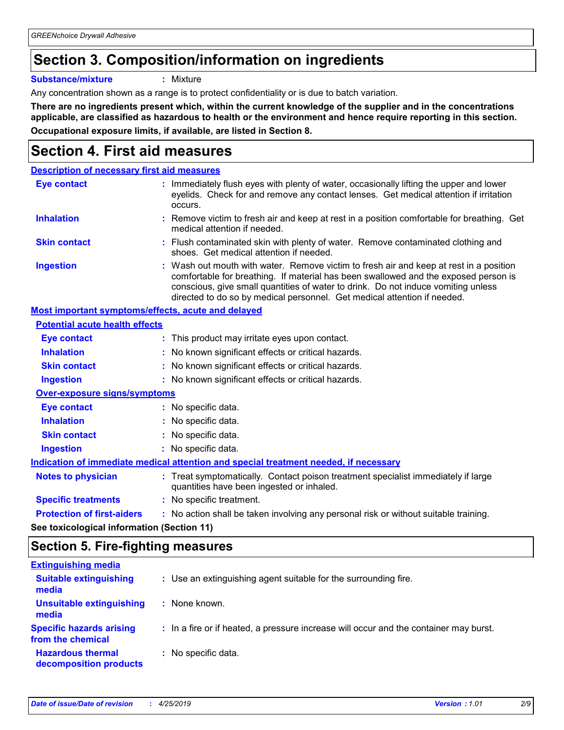## Section 3. Composition/information on ingredients

**Substance/mixture** : Mixture

Any concentration shown as a range is to protect confidentiality or is due to batch variation.

**There are no ingredients present which, within the current knowledge of the supplier and in the concentrations applicable, are classified as hazardous to health or the environment and hence require reporting in this section.**

**Occupational exposure limits, if available, are listed in Section 8.**

## Section 4. First aid measures

### Description of necessary first aid measures

**Eye contact** : Immediately flush eyes with plenty of water, occasionally lifting the upper and lower eyelids. Check for and remove any contact lenses. Get medical attention if irritation occurs.

**Inhalation** : Remove victim to fresh air and keep at rest in a position comfortable for breathing. Get medical attention if needed.

**Skin contact** : Flush contaminated skin with plenty of water. Remove contaminated clothing and shoes. Get medical attention if needed.

**Ingestion** : Wash out mouth with water. Remove victim to fresh air and keep at rest in a position comfortable for breathing. If material has been swallowed and the exposed person is conscious, give small quantities of water to drink. Do not induce vomiting unless directed to do so by medical personnel. Get medical attention if needed.

### Most important symptoms/effects, acute and delayed

#### Potential acute health effects

**Eye contact** : This product may irritate eyes upon contact.

**Inhalation** : No known significant effects or critical hazards.

**Skin contact** : No known significant effects or critical hazards.

**Ingestion** : No known significant effects or critical hazards.

#### Over-exposure signs/symptoms

**Eye contact** : No specific data.

**Inhalation** : No specific data.

**Skin contact** : No specific data.

**Ingestion** : No specific data.

### Indication of immediate medical attention and special treatment needed, if necessary

**Notes to physician** : Treat symptomatically. Contact poison treatment specialist immediately if large quantities have been ingested or inhaled.

**Specific treatments** : No specific treatment.

**Protection of first-aiders** : No action shall be taken involving any personal risk or without suitable training.

**See toxicological information (Section 11)**

## Section 5. Fire-fighting measures

### Extinguishing media

**Suitable extinguishing media** : Use an extinguishing agent suitable for the surrounding fire.

**Unsuitable extinguishing media** : None known.

**Specific hazards arising from the chemical** : In a fire or if heated, a pressure increase will occur and the container may burst.

**Hazardous thermal decomposition products** : No specific data.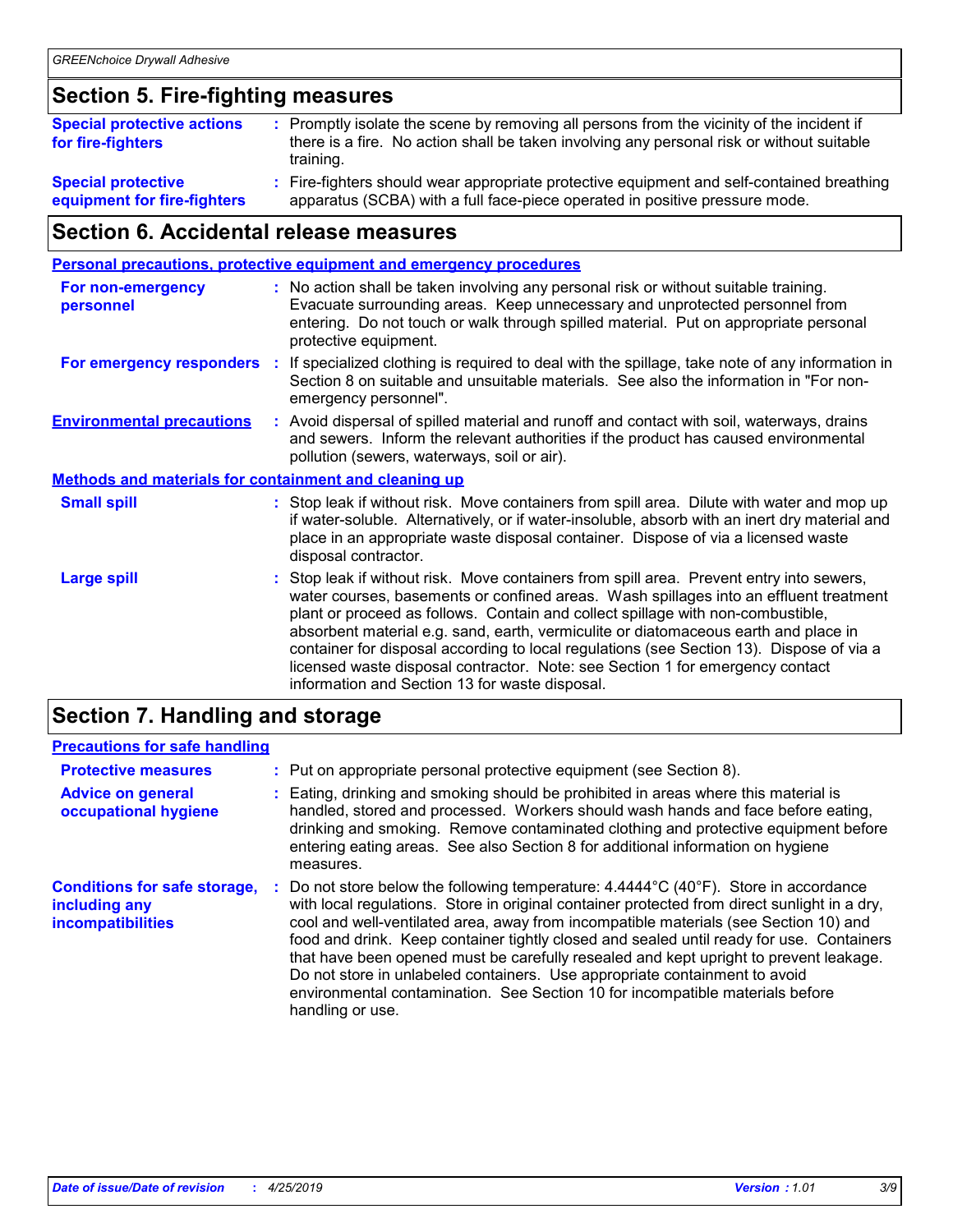## Section 5. Fire-fighting measures

**Special protective actions for fire-fighters** : Promptly isolate the scene by removing all persons from the vicinity of the incident if there is a fire. No action shall be taken involving any personal risk or without suitable training.

**Special protective equipment for fire-fighters** : Fire-fighters should wear appropriate protective equipment and self-contained breathing apparatus (SCBA) with a full face-piece operated in positive pressure mode.

## Section 6. Accidental release measures

### Personal precautions, protective equipment and emergency procedures

**For non-emergency personnel** : No action shall be taken involving any personal risk or without suitable training. Evacuate surrounding areas. Keep unnecessary and unprotected personnel from entering. Do not touch or walk through spilled material. Put on appropriate personal protective equipment.

**For emergency responders** : If specialized clothing is required to deal with the spillage, take note of any information in Section 8 on suitable and unsuitable materials. See also the information in "For non-emergency personnel".

**Environmental precautions** : Avoid dispersal of spilled material and runoff and contact with soil, waterways, drains and sewers. Inform the relevant authorities if the product has caused environmental pollution (sewers, waterways, soil or air).

### Methods and materials for containment and cleaning up

**Small spill** : Stop leak if without risk. Move containers from spill area. Dilute with water and mop up if water-soluble. Alternatively, or if water-insoluble, absorb with an inert dry material and place in an appropriate waste disposal container. Dispose of via a licensed waste disposal contractor.

**Large spill** : Stop leak if without risk. Move containers from spill area. Prevent entry into sewers, water courses, basements or confined areas. Wash spillages into an effluent treatment plant or proceed as follows. Contain and collect spillage with non-combustible, absorbent material e.g. sand, earth, vermiculite or diatomaceous earth and place in container for disposal according to local regulations (see Section 13). Dispose of via a licensed waste disposal contractor. Note: see Section 1 for emergency contact information and Section 13 for waste disposal.

## Section 7. Handling and storage

### Precautions for safe handling

**Protective measures** : Put on appropriate personal protective equipment (see Section 8).

**Advice on general occupational hygiene** : Eating, drinking and smoking should be prohibited in areas where this material is handled, stored and processed. Workers should wash hands and face before eating, drinking and smoking. Remove contaminated clothing and protective equipment before entering eating areas. See also Section 8 for additional information on hygiene measures.

**Conditions for safe storage, including any incompatibilities** : Do not store below the following temperature: 4.4444°C (40°F). Store in accordance with local regulations. Store in original container protected from direct sunlight in a dry, cool and well-ventilated area, away from incompatible materials (see Section 10) and food and drink. Keep container tightly closed and sealed until ready for use. Containers that have been opened must be carefully resealed and kept upright to prevent leakage. Do not store in unlabeled containers. Use appropriate containment to avoid environmental contamination. See Section 10 for incompatible materials before handling or use.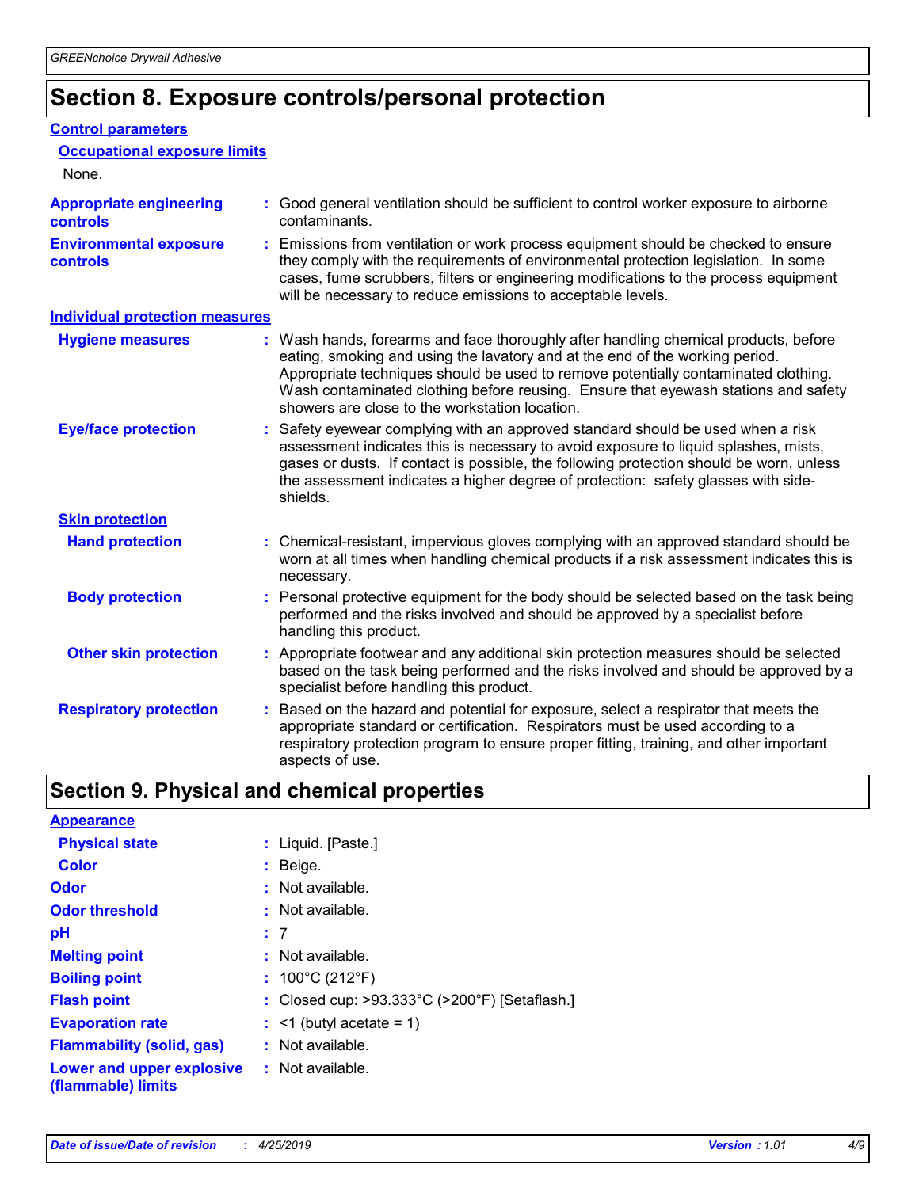# Section 8. Exposure controls/personal protection

## Control parameters

### Occupational exposure limits

None.

**Appropriate engineering controls** : Good general ventilation should be sufficient to control worker exposure to airborne contaminants.

**Environmental exposure controls** : Emissions from ventilation or work process equipment should be checked to ensure they comply with the requirements of environmental protection legislation. In some cases, fume scrubbers, filters or engineering modifications to the process equipment will be necessary to reduce emissions to acceptable levels.

## Individual protection measures

**Hygiene measures** : Wash hands, forearms and face thoroughly after handling chemical products, before eating, smoking and using the lavatory and at the end of the working period. Appropriate techniques should be used to remove potentially contaminated clothing. Wash contaminated clothing before reusing. Ensure that eyewash stations and safety showers are close to the workstation location.

**Eye/face protection** : Safety eyewear complying with an approved standard should be used when a risk assessment indicates this is necessary to avoid exposure to liquid splashes, mists, gases or dusts. If contact is possible, the following protection should be worn, unless the assessment indicates a higher degree of protection: safety glasses with side-shields.

### Skin protection

**Hand protection** : Chemical-resistant, impervious gloves complying with an approved standard should be worn at all times when handling chemical products if a risk assessment indicates this is necessary.

**Body protection** : Personal protective equipment for the body should be selected based on the task being performed and the risks involved and should be approved by a specialist before handling this product.

**Other skin protection** : Appropriate footwear and any additional skin protection measures should be selected based on the task being performed and the risks involved and should be approved by a specialist before handling this product.

**Respiratory protection** : Based on the hazard and potential for exposure, select a respirator that meets the appropriate standard or certification. Respirators must be used according to a respiratory protection program to ensure proper fitting, training, and other important aspects of use.

# Section 9. Physical and chemical properties

## Appearance

**Physical state** : Liquid. [Paste.]

**Color** : Beige.

**Odor** : Not available.

**Odor threshold** : Not available.

**pH** : 7

**Melting point** : Not available.

**Boiling point** : 100°C (212°F)

**Flash point** : Closed cup: >93.333°C (>200°F) [Setaflash.]

**Evaporation rate** : <1 (butyl acetate = 1)

**Flammability (solid, gas)** : Not available.

**Lower and upper explosive (flammable) limits** : Not available.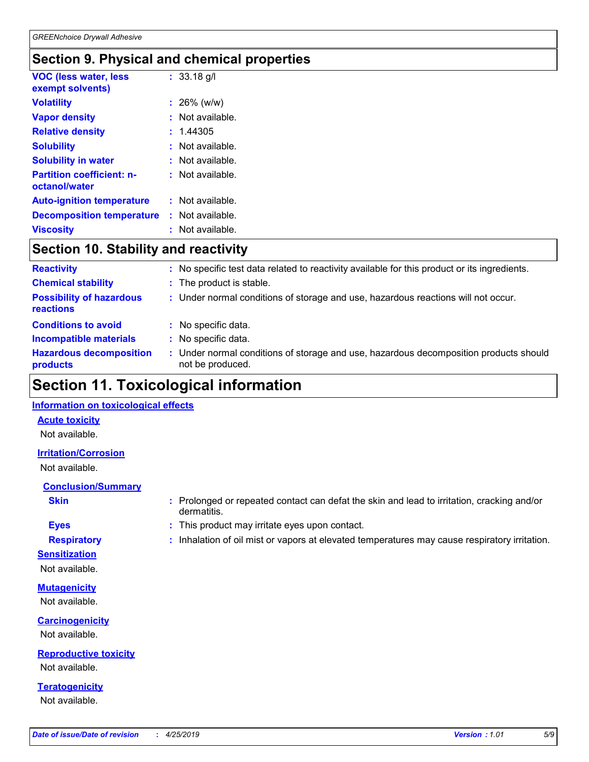## Section 9. Physical and chemical properties

| | |
|---|---|
| **VOC (less water, less exempt solvents)** | : 33.18 g/l |
| **Volatility** | : 26% (w/w) |
| **Vapor density** | : Not available. |
| **Relative density** | : 1.44305 |
| **Solubility** | : Not available. |
| **Solubility in water** | : Not available. |
| **Partition coefficient: n-octanol/water** | : Not available. |
| **Auto-ignition temperature** | : Not available. |
| **Decomposition temperature** | : Not available. |
| **Viscosity** | : Not available. |

## Section 10. Stability and reactivity

| | |
|---|---|
| **Reactivity** | : No specific test data related to reactivity available for this product or its ingredients. |
| **Chemical stability** | : The product is stable. |
| **Possibility of hazardous reactions** | : Under normal conditions of storage and use, hazardous reactions will not occur. |
| **Conditions to avoid** | : No specific data. |
| **Incompatible materials** | : No specific data. |
| **Hazardous decomposition products** | : Under normal conditions of storage and use, hazardous decomposition products should not be produced. |

## Section 11. Toxicological information

### Information on toxicological effects

#### Acute toxicity

Not available.

#### Irritation/Corrosion

Not available.

#### Conclusion/Summary

| | |
|---|---|
| **Skin** | : Prolonged or repeated contact can defat the skin and lead to irritation, cracking and/or dermatitis. |
| **Eyes** | : This product may irritate eyes upon contact. |
| **Respiratory** | : Inhalation of oil mist or vapors at elevated temperatures may cause respiratory irritation. |

#### Sensitization

Not available.

#### Mutagenicity

Not available.

#### Carcinogenicity

Not available.

#### Reproductive toxicity

Not available.

#### Teratogenicity

Not available.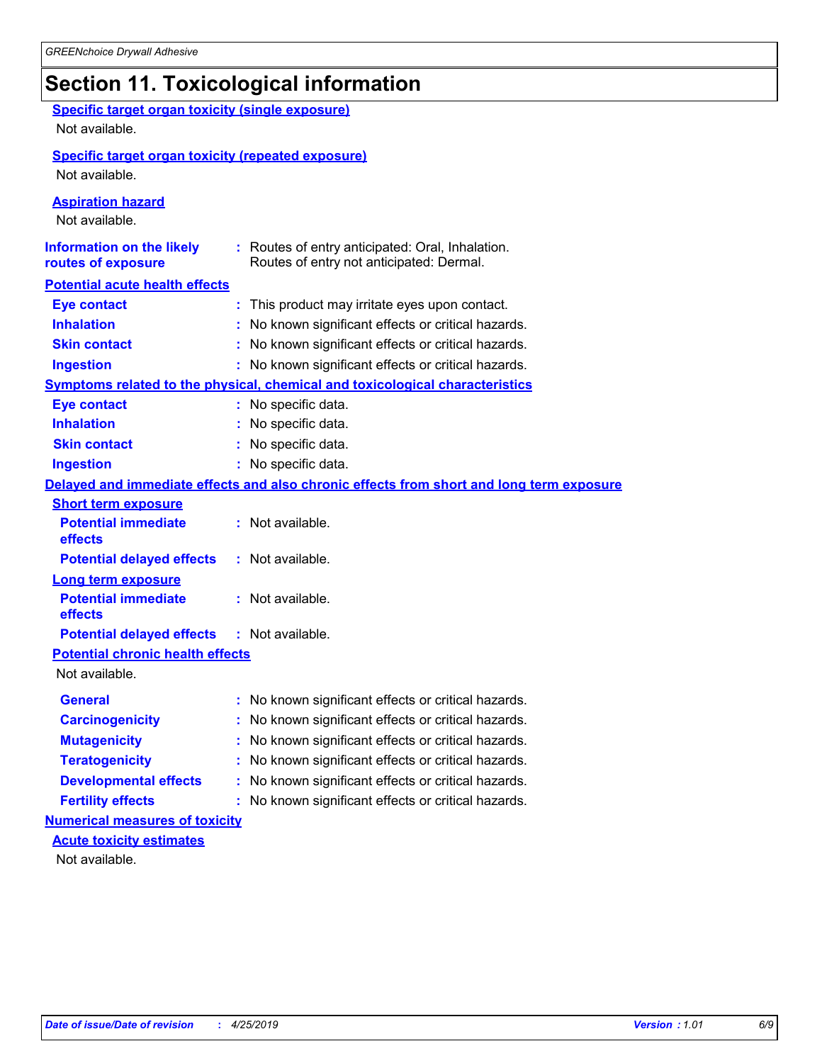# Section 11. Toxicological information

**Specific target organ toxicity (single exposure)**

Not available.

**Specific target organ toxicity (repeated exposure)**

Not available.

**Aspiration hazard**

Not available.

**Information on the likely routes of exposure** : Routes of entry anticipated: Oral, Inhalation.
Routes of entry not anticipated: Dermal.

**Potential acute health effects**

**Eye contact** : This product may irritate eyes upon contact.

**Inhalation** : No known significant effects or critical hazards.

**Skin contact** : No known significant effects or critical hazards.

**Ingestion** : No known significant effects or critical hazards.

**Symptoms related to the physical, chemical and toxicological characteristics**

**Eye contact** : No specific data.

**Inhalation** : No specific data.

**Skin contact** : No specific data.

**Ingestion** : No specific data.

**Delayed and immediate effects and also chronic effects from short and long term exposure**

**Short term exposure**

**Potential immediate effects** : Not available.

**Potential delayed effects** : Not available.

**Long term exposure**

**Potential immediate effects** : Not available.

**Potential delayed effects** : Not available.

**Potential chronic health effects**

Not available.

**General** : No known significant effects or critical hazards.

**Carcinogenicity** : No known significant effects or critical hazards.

**Mutagenicity** : No known significant effects or critical hazards.

**Teratogenicity** : No known significant effects or critical hazards.

**Developmental effects** : No known significant effects or critical hazards.

**Fertility effects** : No known significant effects or critical hazards.

**Numerical measures of toxicity**

**Acute toxicity estimates**

Not available.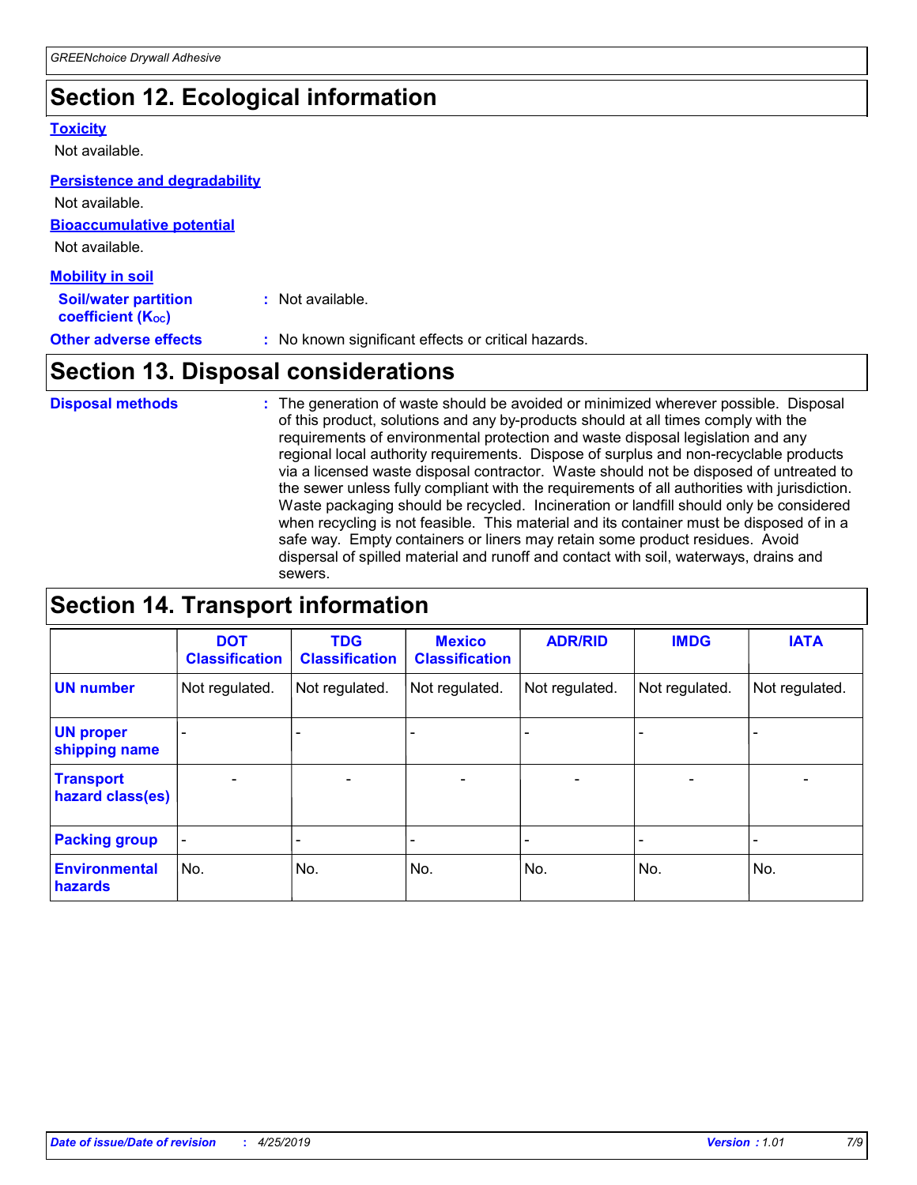## Section 12. Ecological information

**Toxicity**

Not available.

**Persistence and degradability**

Not available.

**Bioaccumulative potential**

Not available.

**Mobility in soil**

**Soil/water partition coefficient ($K_{OC}$)** : Not available.

**Other adverse effects** : No known significant effects or critical hazards.

## Section 13. Disposal considerations

**Disposal methods** : The generation of waste should be avoided or minimized wherever possible. Disposal of this product, solutions and any by-products should at all times comply with the requirements of environmental protection and waste disposal legislation and any regional local authority requirements. Dispose of surplus and non-recyclable products via a licensed waste disposal contractor. Waste should not be disposed of untreated to the sewer unless fully compliant with the requirements of all authorities with jurisdiction. Waste packaging should be recycled. Incineration or landfill should only be considered when recycling is not feasible. This material and its container must be disposed of in a safe way. Empty containers or liners may retain some product residues. Avoid dispersal of spilled material and runoff and contact with soil, waterways, drains and sewers.

## Section 14. Transport information

| | DOT Classification | TDG Classification | Mexico Classification | ADR/RID | IMDG | IATA |
|---|---|---|---|---|---|---|
| **UN number** | Not regulated. | Not regulated. | Not regulated. | Not regulated. | Not regulated. | Not regulated. |
| **UN proper shipping name** | - | - | - | - | - | - |
| **Transport hazard class(es)** | - | - | - | - | - | - |
| **Packing group** | - | - | - | - | - | - |
| **Environmental hazards** | No. | No. | No. | No. | No. | No. |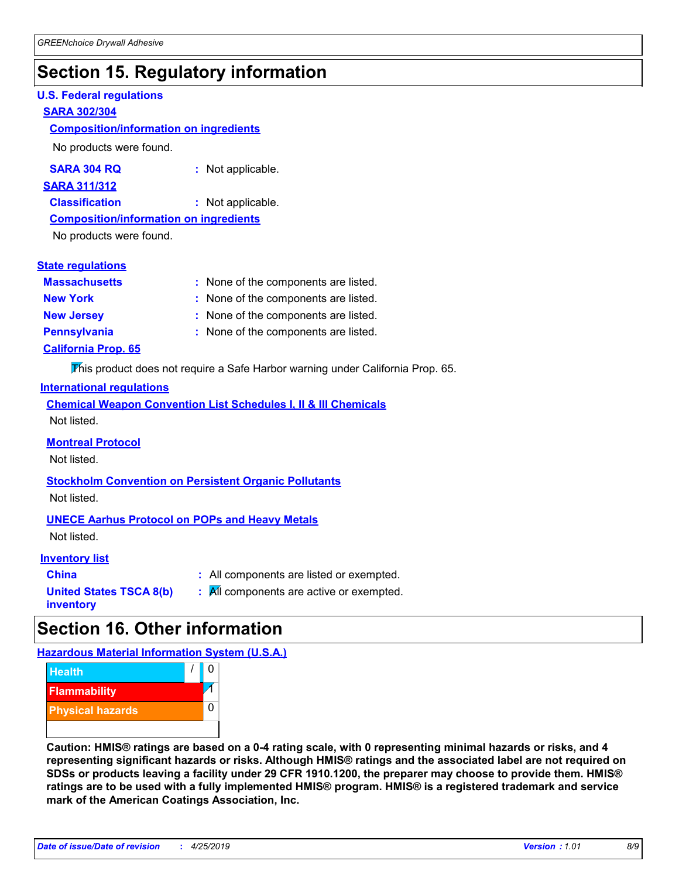# Section 15. Regulatory information

## U.S. Federal regulations

### SARA 302/304

#### Composition/information on ingredients

No products were found.

**SARA 304 RQ** : Not applicable.

### SARA 311/312

**Classification** : Not applicable.

#### Composition/information on ingredients

No products were found.

## State regulations

| | |
|---|---|
| **Massachusetts** | : None of the components are listed. |
| **New York** | : None of the components are listed. |
| **New Jersey** | : None of the components are listed. |
| **Pennsylvania** | : None of the components are listed. |

### California Prop. 65

This product does not require a Safe Harbor warning under California Prop. 65.

## International regulations

### Chemical Weapon Convention List Schedules I, II & III Chemicals

Not listed.

### Montreal Protocol

Not listed.

### Stockholm Convention on Persistent Organic Pollutants

Not listed.

### UNECE Aarhus Protocol on POPs and Heavy Metals

Not listed.

## Inventory list

| | |
|---|---|
| **China** | : All components are listed or exempted. |
| **United States TSCA 8(b) inventory** | : All components are active or exempted. |

# Section 16. Other information

## Hazardous Material Information System (U.S.A.)

| | | |
|---|---|---|
| Health | / | 0 |
| Flammability | | 1 |
| Physical hazards | | 0 |

**Caution: HMIS® ratings are based on a 0-4 rating scale, with 0 representing minimal hazards or risks, and 4 representing significant hazards or risks. Although HMIS® ratings and the associated label are not required on SDSs or products leaving a facility under 29 CFR 1910.1200, the preparer may choose to provide them. HMIS® ratings are to be used with a fully implemented HMIS® program. HMIS® is a registered trademark and service mark of the American Coatings Association, Inc.**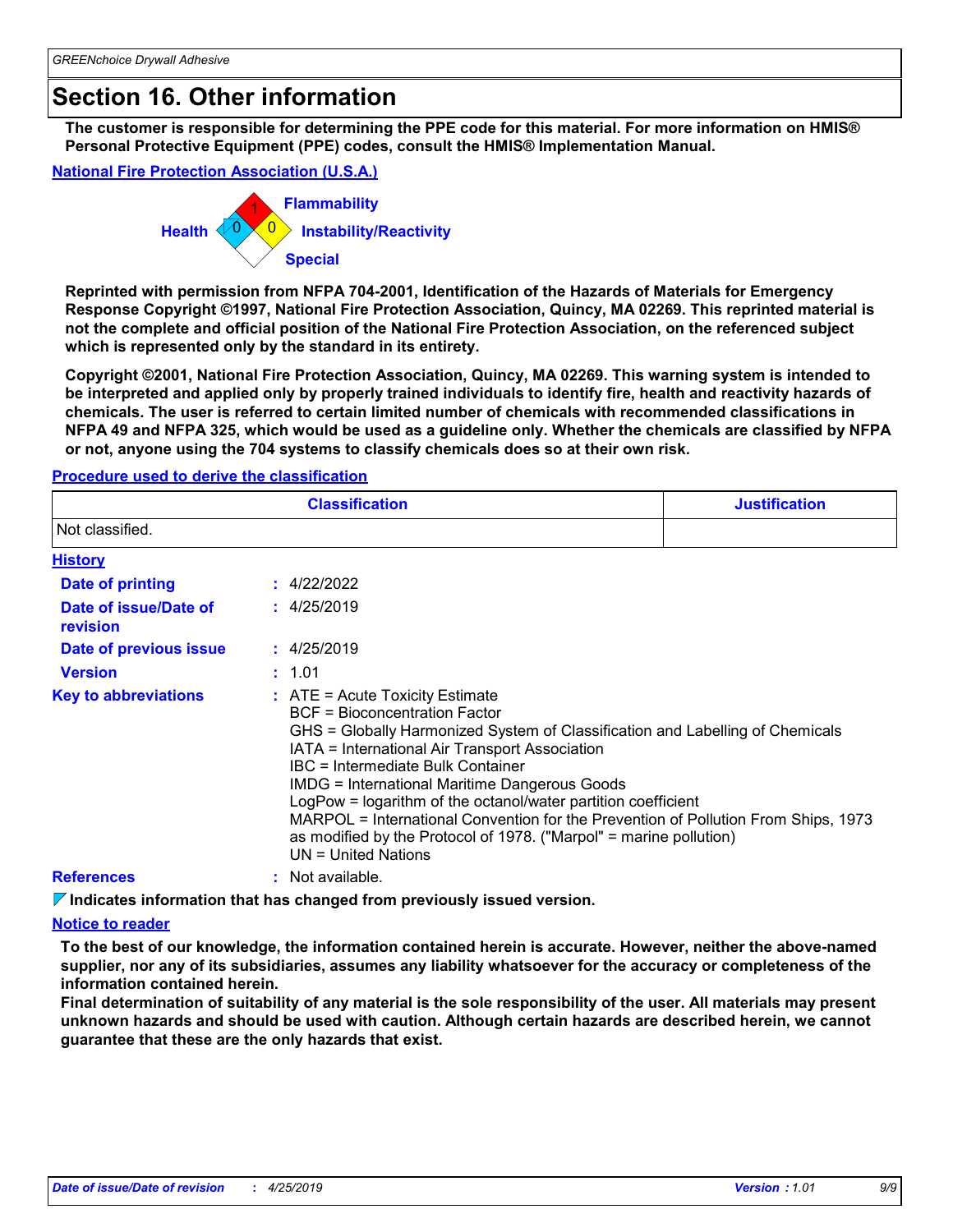# Section 16. Other information

**The customer is responsible for determining the PPE code for this material. For more information on HMIS® Personal Protective Equipment (PPE) codes, consult the HMIS® Implementation Manual.**

**National Fire Protection Association (U.S.A.)**

Flammability: 1
Health: 0
Instability/Reactivity: 0
Special

**Reprinted with permission from NFPA 704-2001, Identification of the Hazards of Materials for Emergency Response Copyright ©1997, National Fire Protection Association, Quincy, MA 02269. This reprinted material is not the complete and official position of the National Fire Protection Association, on the referenced subject which is represented only by the standard in its entirety.**

**Copyright ©2001, National Fire Protection Association, Quincy, MA 02269. This warning system is intended to be interpreted and applied only by properly trained individuals to identify fire, health and reactivity hazards of chemicals. The user is referred to certain limited number of chemicals with recommended classifications in NFPA 49 and NFPA 325, which would be used as a guideline only. Whether the chemicals are classified by NFPA or not, anyone using the 704 systems to classify chemicals does so at their own risk.**

**Procedure used to derive the classification**

| Classification | Justification |
|---|---|
| Not classified. | |

**History**

**Date of printing** : 4/22/2022

**Date of issue/Date of revision** : 4/25/2019

**Date of previous issue** : 4/25/2019

**Version** : 1.01

**Key to abbreviations** :
ATE = Acute Toxicity Estimate
BCF = Bioconcentration Factor
GHS = Globally Harmonized System of Classification and Labelling of Chemicals
IATA = International Air Transport Association
IBC = Intermediate Bulk Container
IMDG = International Maritime Dangerous Goods
LogPow = logarithm of the octanol/water partition coefficient
MARPOL = International Convention for the Prevention of Pollution From Ships, 1973 as modified by the Protocol of 1978. ("Marpol" = marine pollution)
UN = United Nations

**References** : Not available.

**Indicates information that has changed from previously issued version.**

**Notice to reader**

**To the best of our knowledge, the information contained herein is accurate. However, neither the above-named supplier, nor any of its subsidiaries, assumes any liability whatsoever for the accuracy or completeness of the information contained herein.**

**Final determination of suitability of any material is the sole responsibility of the user. All materials may present unknown hazards and should be used with caution. Although certain hazards are described herein, we cannot guarantee that these are the only hazards that exist.**